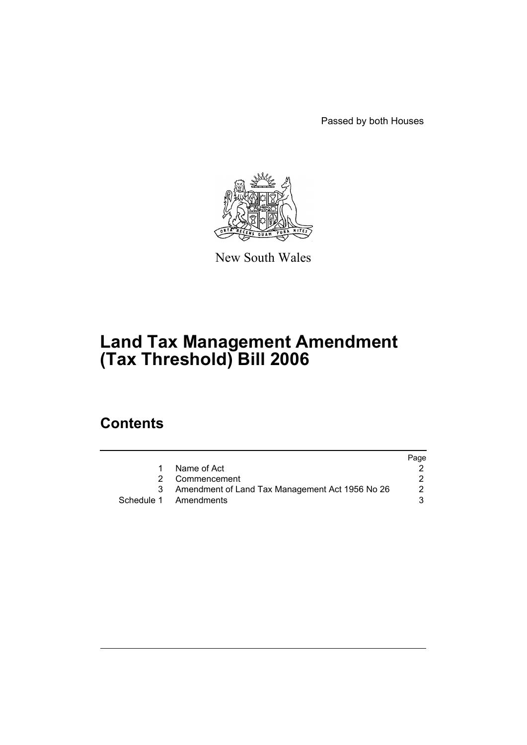Passed by both Houses

New South Wales

# Land Tax Management Amendment (Tax Threshold) Bill 2006

## Contents

| | | Page |
|---|---|---|
| 1 | Name of Act | 2 |
| 2 | Commencement | 2 |
| 3 | Amendment of Land Tax Management Act 1956 No 26 | 2 |
| Schedule 1 | Amendments | 3 |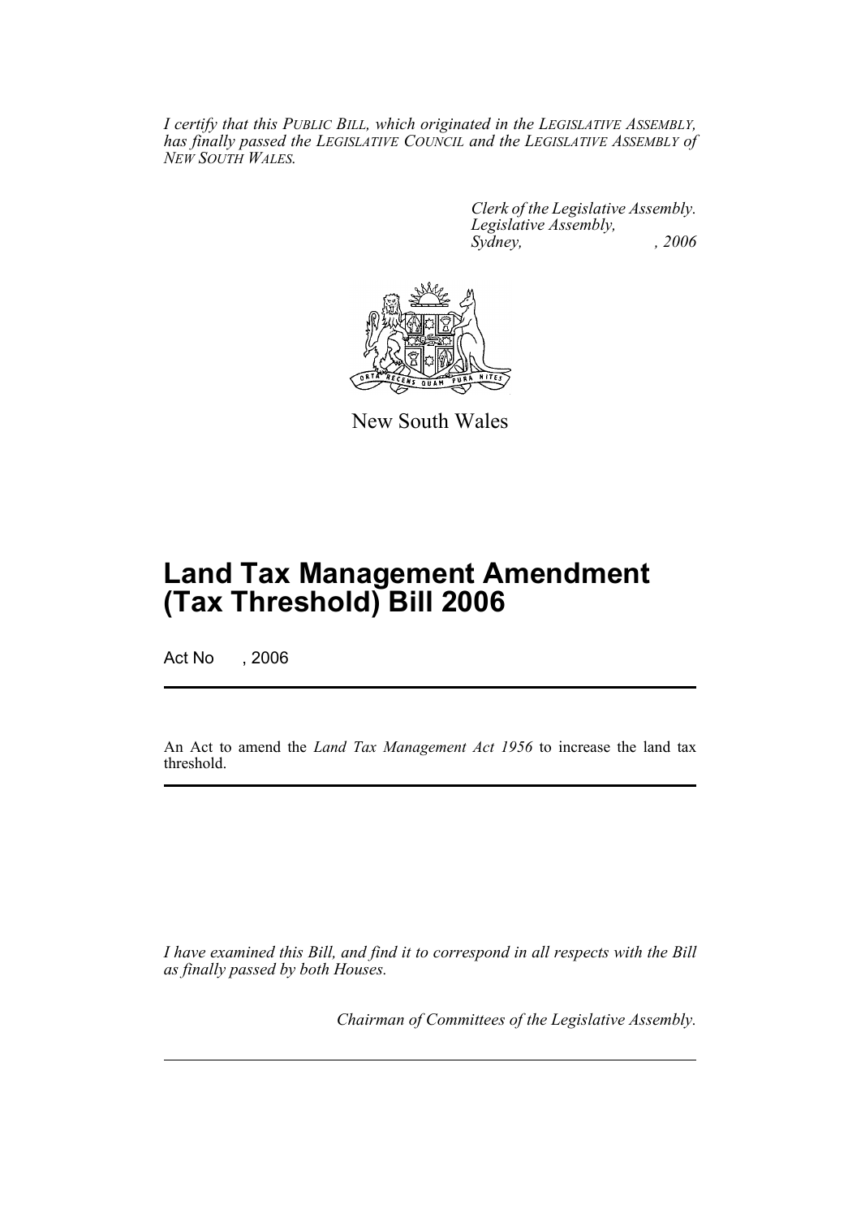*I certify that this PUBLIC BILL, which originated in the LEGISLATIVE ASSEMBLY, has finally passed the LEGISLATIVE COUNCIL and the LEGISLATIVE ASSEMBLY of NEW SOUTH WALES.*

*Clerk of the Legislative Assembly.*
*Legislative Assembly,*
*Sydney, , 2006*

New South Wales

# Land Tax Management Amendment (Tax Threshold) Bill 2006

Act No , 2006

An Act to amend the *Land Tax Management Act 1956* to increase the land tax threshold.

*I have examined this Bill, and find it to correspond in all respects with the Bill as finally passed by both Houses.*

*Chairman of Committees of the Legislative Assembly.*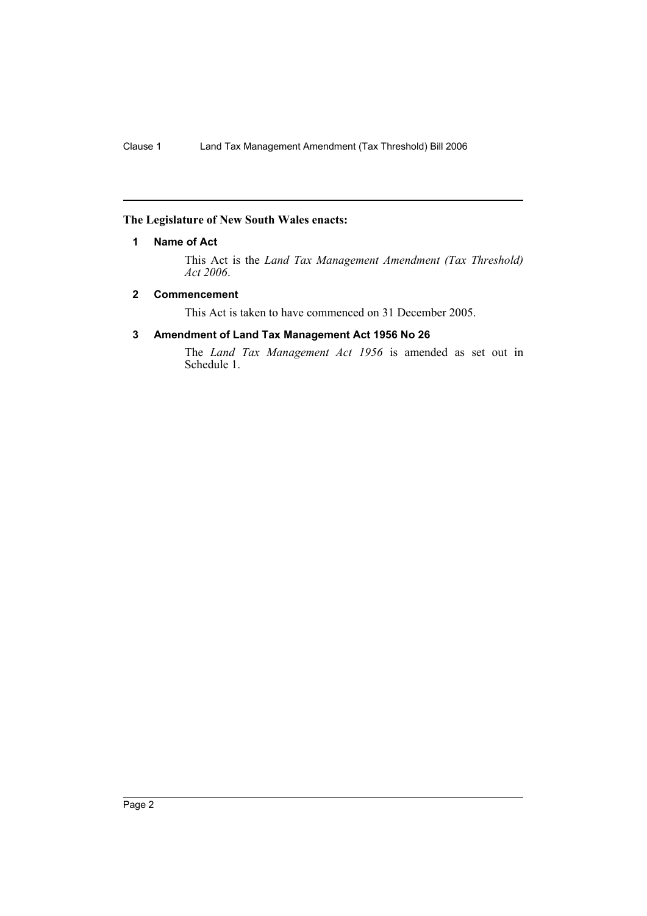**The Legislature of New South Wales enacts:**

### 1 Name of Act

This Act is the *Land Tax Management Amendment (Tax Threshold) Act 2006*.

### 2 Commencement

This Act is taken to have commenced on 31 December 2005.

### 3 Amendment of Land Tax Management Act 1956 No 26

The *Land Tax Management Act 1956* is amended as set out in Schedule 1.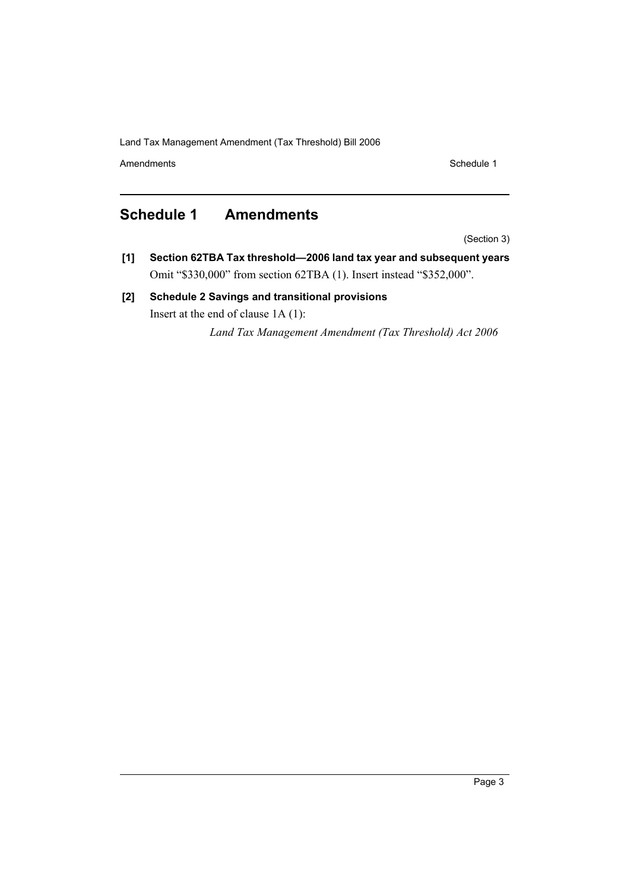## Schedule 1 Amendments

(Section 3)

**[1] Section 62TBA Tax threshold—2006 land tax year and subsequent years**

Omit "$330,000" from section 62TBA (1). Insert instead "$352,000".

**[2] Schedule 2 Savings and transitional provisions**

Insert at the end of clause 1A (1):

*Land Tax Management Amendment (Tax Threshold) Act 2006*